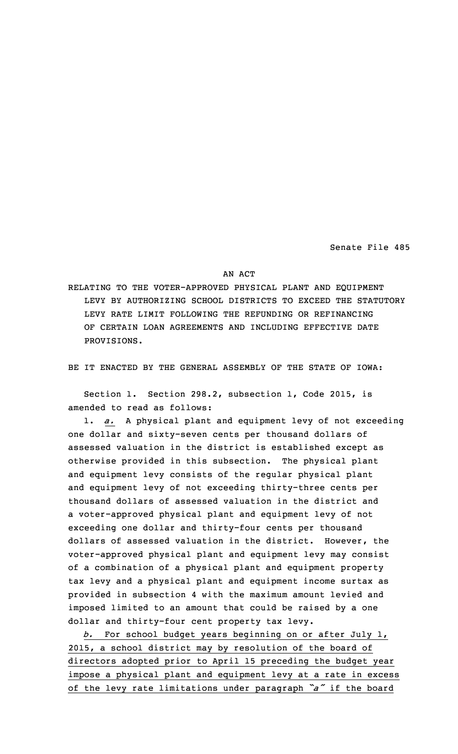Senate File 485

AN ACT

RELATING TO THE VOTER-APPROVED PHYSICAL PLANT AND EQUIPMENT LEVY BY AUTHORIZING SCHOOL DISTRICTS TO EXCEED THE STATUTORY LEVY RATE LIMIT FOLLOWING THE REFUNDING OR REFINANCING OF CERTAIN LOAN AGREEMENTS AND INCLUDING EFFECTIVE DATE PROVISIONS.

BE IT ENACTED BY THE GENERAL ASSEMBLY OF THE STATE OF IOWA:

Section 1. Section 298.2, subsection 1, Code 2015, is amended to read as follows:

1. *a.* A physical plant and equipment levy of not exceeding one dollar and sixty-seven cents per thousand dollars of assessed valuation in the district is established except as otherwise provided in this subsection. The physical plant and equipment levy consists of the regular physical plant and equipment levy of not exceeding thirty-three cents per thousand dollars of assessed valuation in the district and a voter-approved physical plant and equipment levy of not exceeding one dollar and thirty-four cents per thousand dollars of assessed valuation in the district. However, the voter-approved physical plant and equipment levy may consist of a combination of a physical plant and equipment property tax levy and a physical plant and equipment income surtax as provided in subsection 4 with the maximum amount levied and imposed limited to an amount that could be raised by a one dollar and thirty-four cent property tax levy.

*b.* For school budget years beginning on or after July 1, 2015, a school district may by resolution of the board of directors adopted prior to April 15 preceding the budget year impose a physical plant and equipment levy at a rate in excess of the levy rate limitations under paragraph "*a*" if the board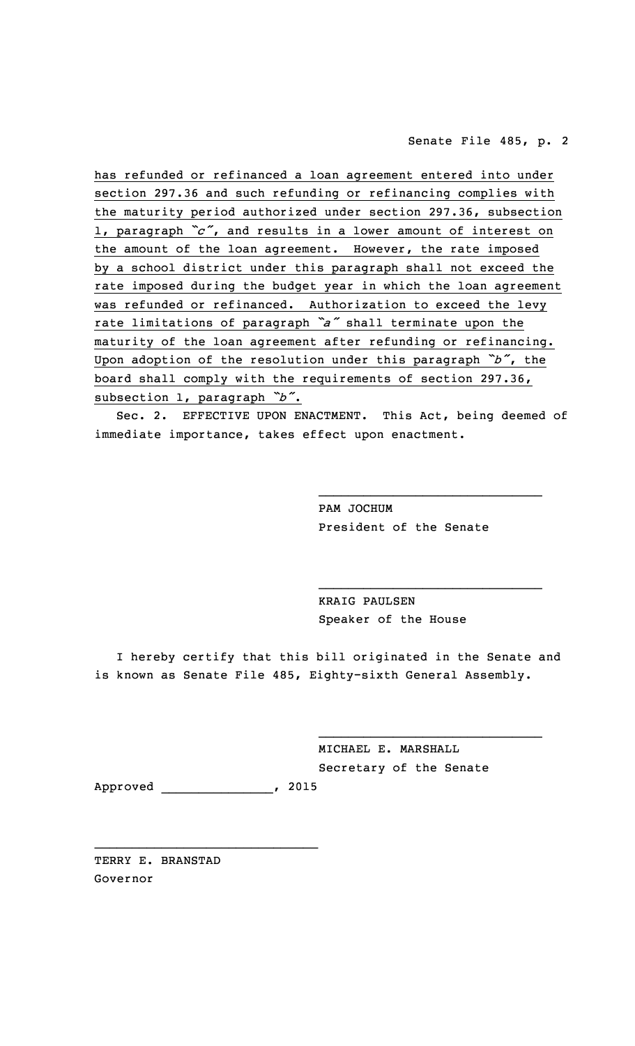has refunded or refinanced a loan agreement entered into under section 297.36 and such refunding or refinancing complies with the maturity period authorized under section 297.36, subsection 1, paragraph "c", and results in a lower amount of interest on the amount of the loan agreement. However, the rate imposed by a school district under this paragraph shall not exceed the rate imposed during the budget year in which the loan agreement was refunded or refinanced. Authorization to exceed the levy rate limitations of paragraph "a" shall terminate upon the maturity of the loan agreement after refunding or refinancing. Upon adoption of the resolution under this paragraph "b", the board shall comply with the requirements of section 297.36, subsection 1, paragraph "b".

Sec. 2. EFFECTIVE UPON ENACTMENT. This Act, being deemed of immediate importance, takes effect upon enactment.

______________________________
PAM JOCHUM
President of the Senate

______________________________
KRAIG PAULSEN
Speaker of the House

I hereby certify that this bill originated in the Senate and is known as Senate File 485, Eighty-sixth General Assembly.

______________________________
MICHAEL E. MARSHALL
Secretary of the Senate

Approved _______________, 2015

______________________________
TERRY E. BRANSTAD
Governor